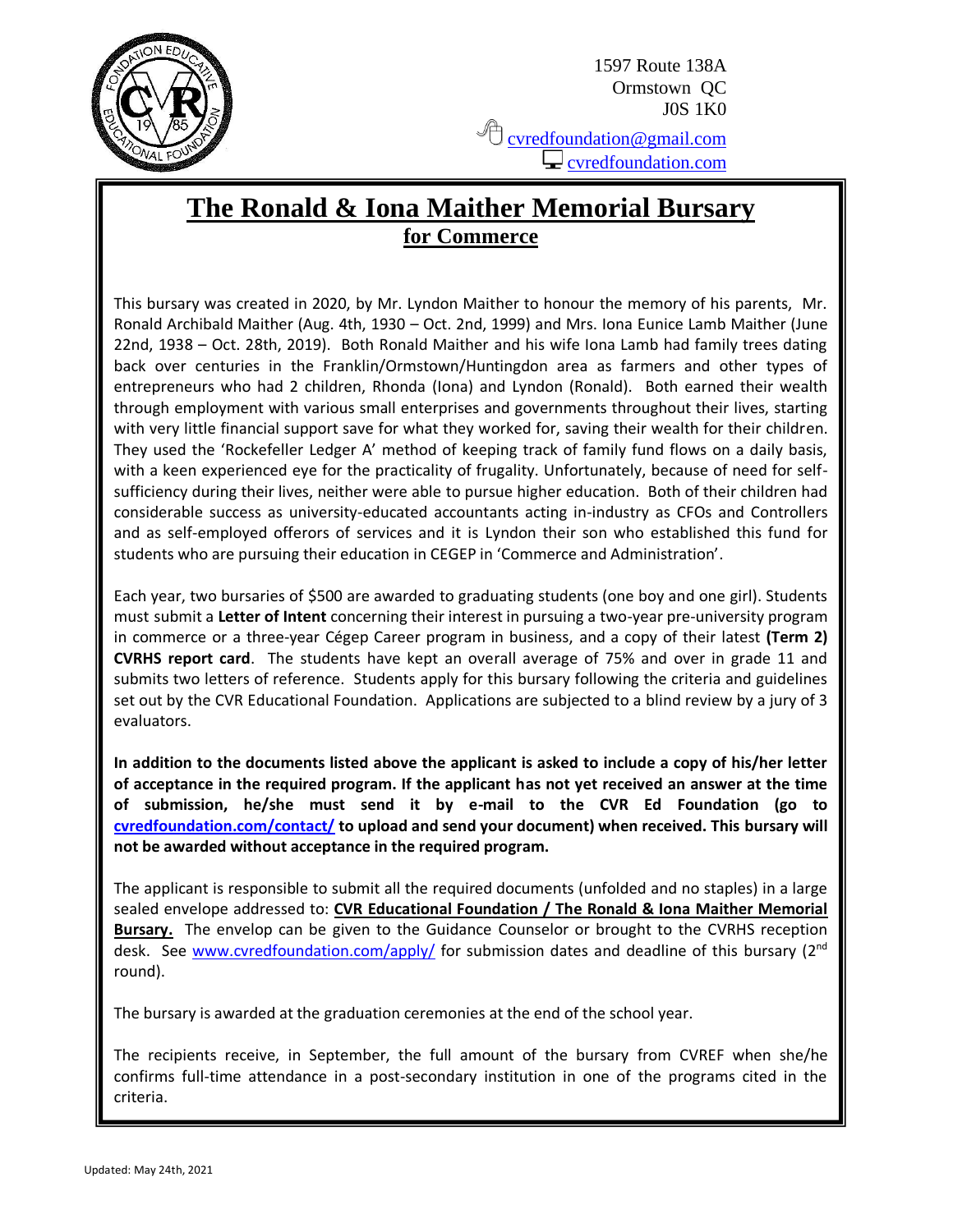1597 Route 138A
Ormstown QC
J0S 1K0

cvredfoundation@gmail.com
cvredfoundation.com

# The Ronald & Iona Maither Memorial Bursary

## for Commerce

This bursary was created in 2020, by Mr. Lyndon Maither to honour the memory of his parents, Mr. Ronald Archibald Maither (Aug. 4th, 1930 – Oct. 2nd, 1999) and Mrs. Iona Eunice Lamb Maither (June 22nd, 1938 – Oct. 28th, 2019). Both Ronald Maither and his wife Iona Lamb had family trees dating back over centuries in the Franklin/Ormstown/Huntingdon area as farmers and other types of entrepreneurs who had 2 children, Rhonda (Iona) and Lyndon (Ronald). Both earned their wealth through employment with various small enterprises and governments throughout their lives, starting with very little financial support save for what they worked for, saving their wealth for their children. They used the 'Rockefeller Ledger A' method of keeping track of family fund flows on a daily basis, with a keen experienced eye for the practicality of frugality. Unfortunately, because of need for self-sufficiency during their lives, neither were able to pursue higher education. Both of their children had considerable success as university-educated accountants acting in-industry as CFOs and Controllers and as self-employed offerors of services and it is Lyndon their son who established this fund for students who are pursuing their education in CEGEP in 'Commerce and Administration'.

Each year, two bursaries of $500 are awarded to graduating students (one boy and one girl). Students must submit a **Letter of Intent** concerning their interest in pursuing a two-year pre-university program in commerce or a three-year Cégep Career program in business, and a copy of their latest **(Term 2) CVRHS report card**. The students have kept an overall average of 75% and over in grade 11 and submits two letters of reference. Students apply for this bursary following the criteria and guidelines set out by the CVR Educational Foundation. Applications are subjected to a blind review by a jury of 3 evaluators.

**In addition to the documents listed above the applicant is asked to include a copy of his/her letter of acceptance in the required program. If the applicant has not yet received an answer at the time of submission, he/she must send it by e-mail to the CVR Ed Foundation (go to cvredfoundation.com/contact/ to upload and send your document) when received. This bursary will not be awarded without acceptance in the required program.**

The applicant is responsible to submit all the required documents (unfolded and no staples) in a large sealed envelope addressed to: **CVR Educational Foundation / The Ronald & Iona Maither Memorial Bursary.** The envelop can be given to the Guidance Counselor or brought to the CVRHS reception desk. See www.cvredfoundation.com/apply/ for submission dates and deadline of this bursary (2nd round).

The bursary is awarded at the graduation ceremonies at the end of the school year.

The recipients receive, in September, the full amount of the bursary from CVREF when she/he confirms full-time attendance in a post-secondary institution in one of the programs cited in the criteria.

Updated: May 24th, 2021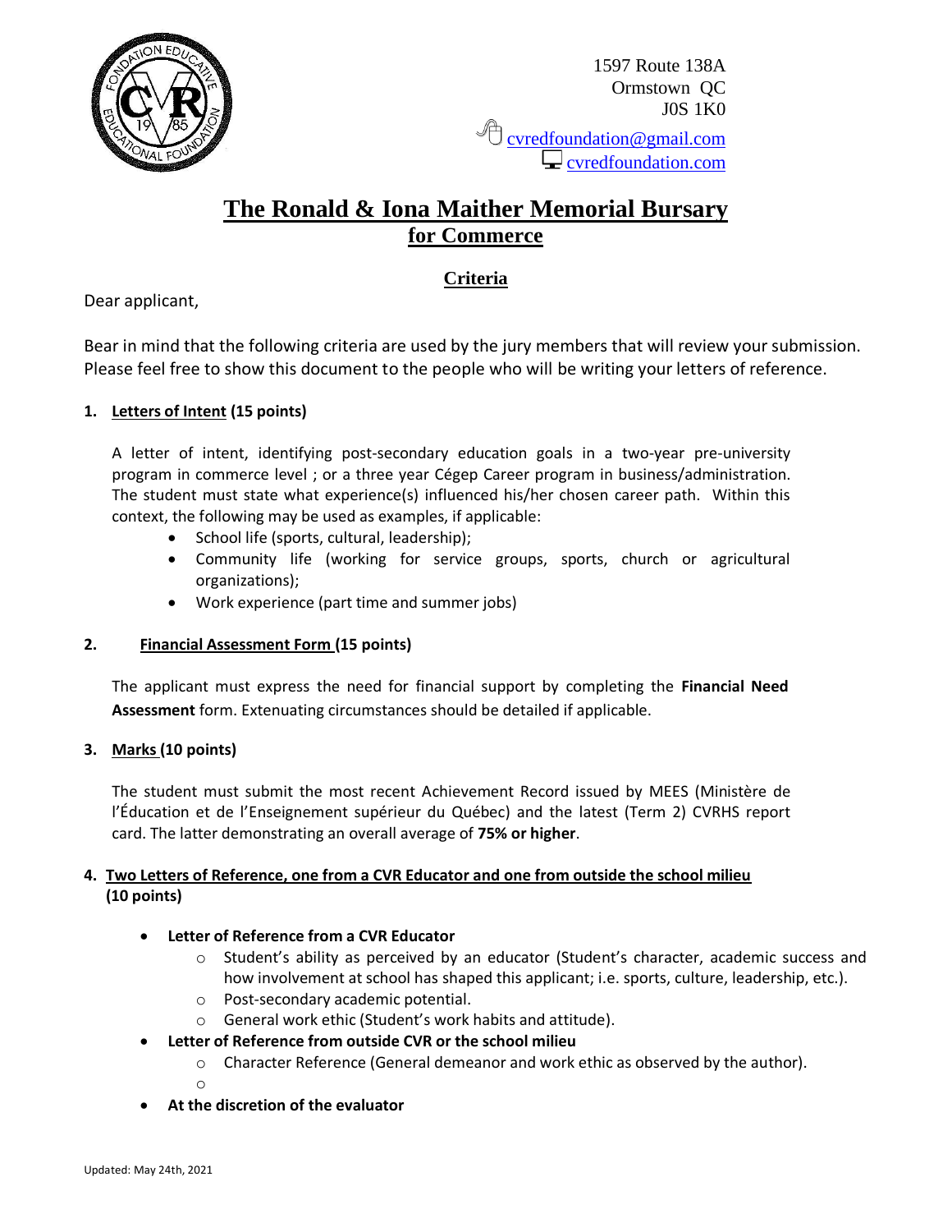1597 Route 138A
Ormstown QC
J0S 1K0
cvredfoundation@gmail.com
cvredfoundation.com

# The Ronald & Iona Maither Memorial Bursary for Commerce

## Criteria

Dear applicant,

Bear in mind that the following criteria are used by the jury members that will review your submission. Please feel free to show this document to the people who will be writing your letters of reference.

1. **Letters of Intent (15 points)**

   A letter of intent, identifying post-secondary education goals in a two-year pre-university program in commerce level ; or a three year Cégep Career program in business/administration. The student must state what experience(s) influenced his/her chosen career path. Within this context, the following may be used as examples, if applicable:

   - School life (sports, cultural, leadership);
   - Community life (working for service groups, sports, church or agricultural organizations);
   - Work experience (part time and summer jobs)

2. **Financial Assessment Form (15 points)**

   The applicant must express the need for financial support by completing the **Financial Need Assessment** form. Extenuating circumstances should be detailed if applicable.

3. **Marks (10 points)**

   The student must submit the most recent Achievement Record issued by MEES (Ministère de l'Éducation et de l'Enseignement supérieur du Québec) and the latest (Term 2) CVRHS report card. The latter demonstrating an overall average of **75% or higher**.

4. **Two Letters of Reference, one from a CVR Educator and one from outside the school milieu (10 points)**

   - **Letter of Reference from a CVR Educator**
     - Student's ability as perceived by an educator (Student's character, academic success and how involvement at school has shaped this applicant; i.e. sports, culture, leadership, etc.).
     - Post-secondary academic potential.
     - General work ethic (Student's work habits and attitude).
   - **Letter of Reference from outside CVR or the school milieu**
     - Character Reference (General demeanor and work ethic as observed by the author).
     - 
   - **At the discretion of the evaluator**

Updated: May 24th, 2021